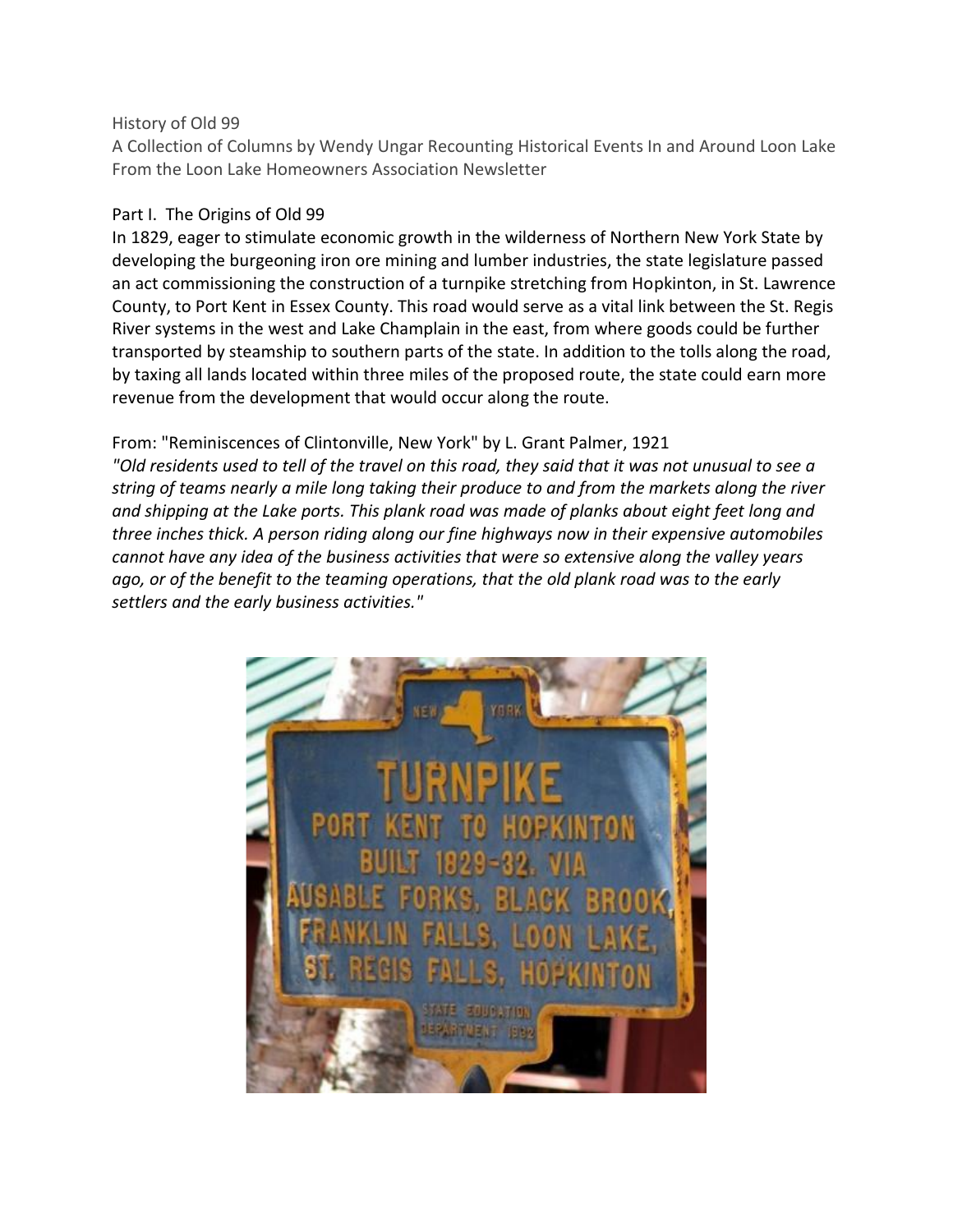# History of Old 99

A Collection of Columns by Wendy Ungar Recounting Historical Events In and Around Loon Lake From the Loon Lake Homeowners Association Newsletter

## Part I. The Origins of Old 99

In 1829, eager to stimulate economic growth in the wilderness of Northern New York State by developing the burgeoning iron ore mining and lumber industries, the state legislature passed an act commissioning the construction of a turnpike stretching from Hopkinton, in St. Lawrence County, to Port Kent in Essex County. This road would serve as a vital link between the St. Regis River systems in the west and Lake Champlain in the east, from where goods could be further transported by steamship to southern parts of the state. In addition to the tolls along the road, by taxing all lands located within three miles of the proposed route, the state could earn more revenue from the development that would occur along the route.

From: "Reminiscences of Clintonville, New York" by L. Grant Palmer, 1921

*"Old residents used to tell of the travel on this road, they said that it was not unusual to see a string of teams nearly a mile long taking their produce to and from the markets along the river and shipping at the Lake ports. This plank road was made of planks about eight feet long and three inches thick. A person riding along our fine highways now in their expensive automobiles cannot have any idea of the business activities that were so extensive along the valley years ago, or of the benefit to the teaming operations, that the old plank road was to the early settlers and the early business activities."*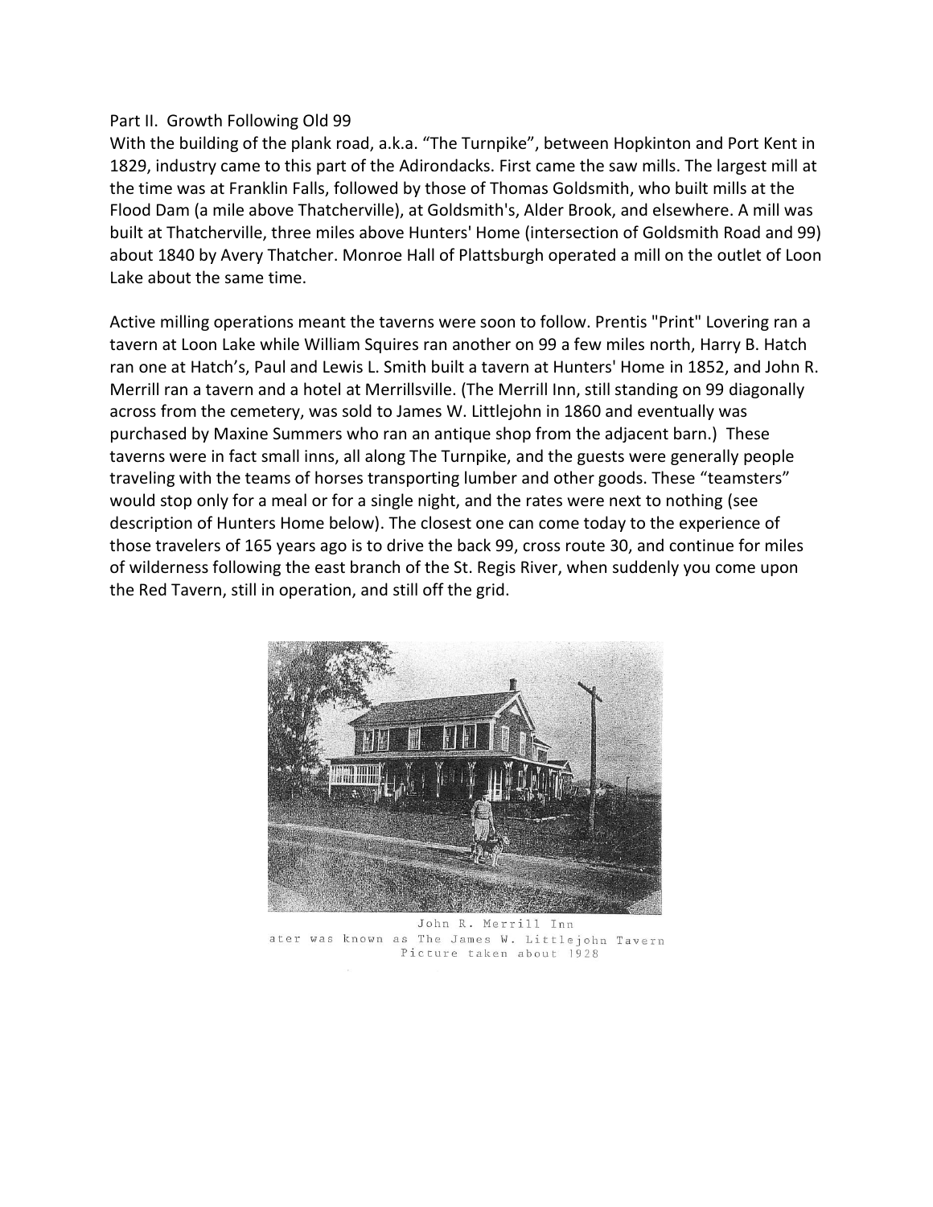## Part II. Growth Following Old 99

With the building of the plank road, a.k.a. "The Turnpike", between Hopkinton and Port Kent in 1829, industry came to this part of the Adirondacks. First came the saw mills. The largest mill at the time was at Franklin Falls, followed by those of Thomas Goldsmith, who built mills at the Flood Dam (a mile above Thatcherville), at Goldsmith's, Alder Brook, and elsewhere. A mill was built at Thatcherville, three miles above Hunters' Home (intersection of Goldsmith Road and 99) about 1840 by Avery Thatcher. Monroe Hall of Plattsburgh operated a mill on the outlet of Loon Lake about the same time.

Active milling operations meant the taverns were soon to follow. Prentis "Print" Lovering ran a tavern at Loon Lake while William Squires ran another on 99 a few miles north, Harry B. Hatch ran one at Hatch's, Paul and Lewis L. Smith built a tavern at Hunters' Home in 1852, and John R. Merrill ran a tavern and a hotel at Merrillsville. (The Merrill Inn, still standing on 99 diagonally across from the cemetery, was sold to James W. Littlejohn in 1860 and eventually was purchased by Maxine Summers who ran an antique shop from the adjacent barn.) These taverns were in fact small inns, all along The Turnpike, and the guests were generally people traveling with the teams of horses transporting lumber and other goods. These "teamsters" would stop only for a meal or for a single night, and the rates were next to nothing (see description of Hunters Home below). The closest one can come today to the experience of those travelers of 165 years ago is to drive the back 99, cross route 30, and continue for miles of wilderness following the east branch of the St. Regis River, when suddenly you come upon the Red Tavern, still in operation, and still off the grid.

John R. Merrill Inn
ater was known as The James W. Littlejohn Tavern
Picture taken about 1928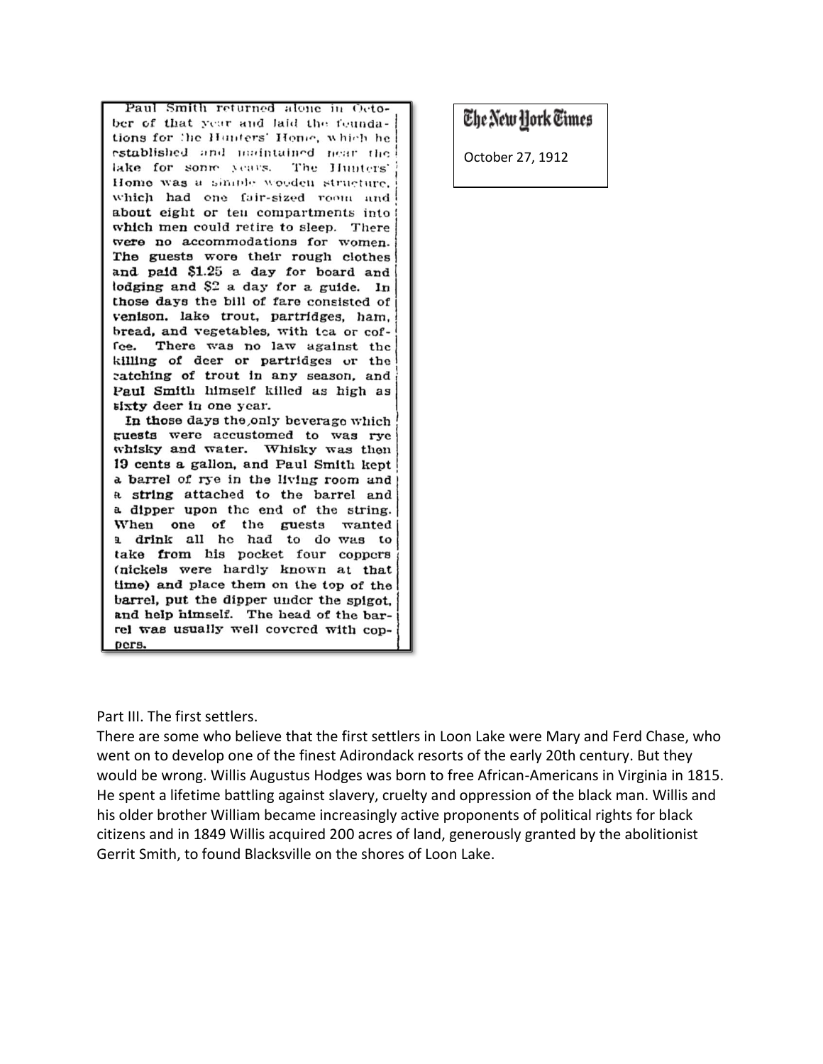Paul Smith returned alone in October of that year and laid the foundations for the Hunters' Home, which he established and maintained near the lake for some years. The Hunters' Home was a simple wooden structure, which had one fair-sized room and about eight or ten compartments into which men could retire to sleep. There were no accommodations for women. The guests wore their rough clothes and paid $1.25 a day for board and lodging and $2 a day for a guide. In those days the bill of fare consisted of venison, lake trout, partridges, ham, bread, and vegetables, with tea or coffee. There was no law against the killing of deer or partridges or the catching of trout in any season, and Paul Smith himself killed as high as sixty deer in one year.

In those days the only beverage which guests were accustomed to was rye whisky and water. Whisky was then 19 cents a gallon, and Paul Smith kept a barrel of rye in the living room and a string attached to the barrel and a dipper upon the end of the string. When one of the guests wanted a drink all he had to do was to take from his pocket four coppers (nickels were hardly known at that time) and place them on the top of the barrel, put the dipper under the spigot, and help himself. The head of the barrel was usually well covered with coppers.

**The New York Times**

October 27, 1912

Part III. The first settlers.

There are some who believe that the first settlers in Loon Lake were Mary and Ferd Chase, who went on to develop one of the finest Adirondack resorts of the early 20th century. But they would be wrong. Willis Augustus Hodges was born to free African-Americans in Virginia in 1815. He spent a lifetime battling against slavery, cruelty and oppression of the black man. Willis and his older brother William became increasingly active proponents of political rights for black citizens and in 1849 Willis acquired 200 acres of land, generously granted by the abolitionist Gerrit Smith, to found Blacksville on the shores of Loon Lake.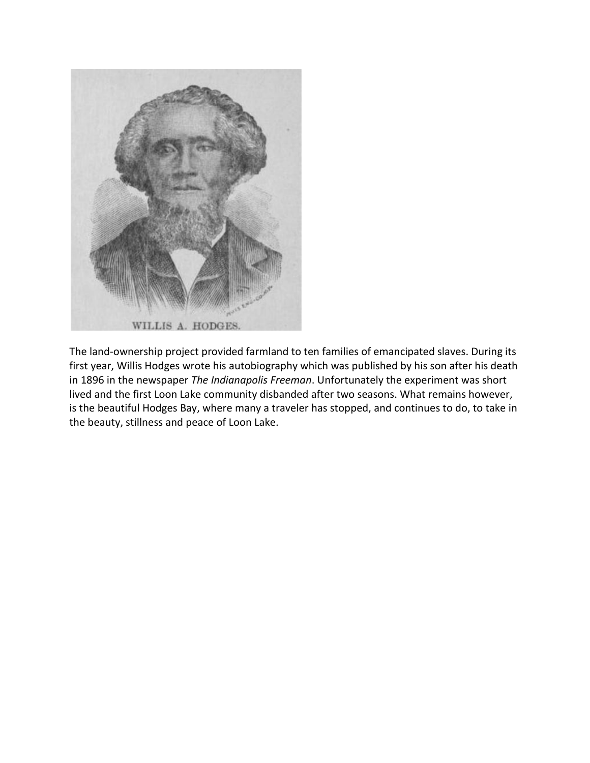WILLIS A. HODGES.

The land-ownership project provided farmland to ten families of emancipated slaves. During its first year, Willis Hodges wrote his autobiography which was published by his son after his death in 1896 in the newspaper *The Indianapolis Freeman*. Unfortunately the experiment was short lived and the first Loon Lake community disbanded after two seasons. What remains however, is the beautiful Hodges Bay, where many a traveler has stopped, and continues to do, to take in the beauty, stillness and peace of Loon Lake.